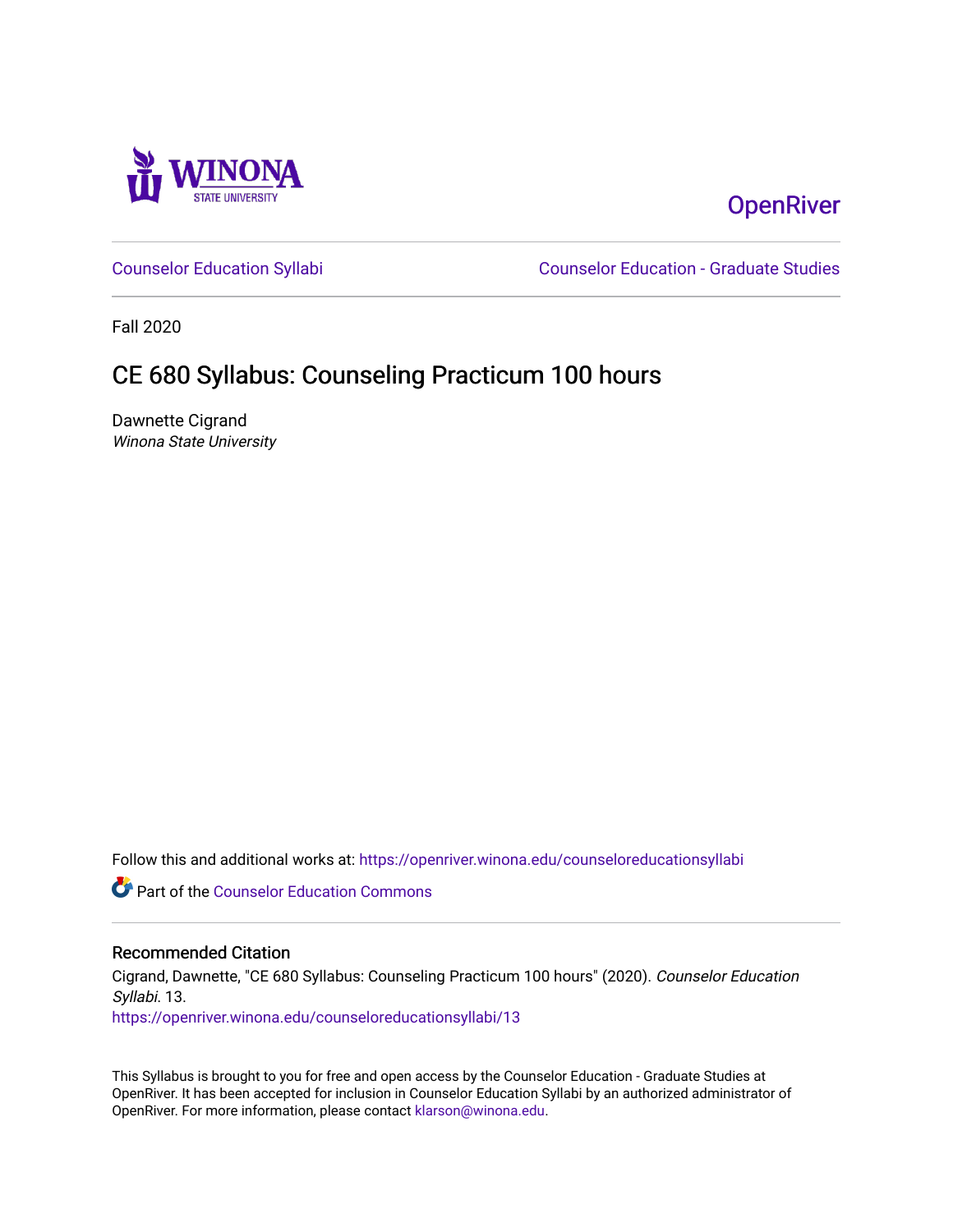OpenRiver

Counselor Education Syllabi | Counselor Education - Graduate Studies

Fall 2020

# CE 680 Syllabus: Counseling Practicum 100 hours

Dawnette Cigrand

*Winona State University*

Follow this and additional works at: https://openriver.winona.edu/counseloreducationsyllabi

Part of the Counselor Education Commons

## Recommended Citation

Cigrand, Dawnette, "CE 680 Syllabus: Counseling Practicum 100 hours" (2020). *Counselor Education Syllabi*. 13.
https://openriver.winona.edu/counseloreducationsyllabi/13

This Syllabus is brought to you for free and open access by the Counselor Education - Graduate Studies at OpenRiver. It has been accepted for inclusion in Counselor Education Syllabi by an authorized administrator of OpenRiver. For more information, please contact klarson@winona.edu.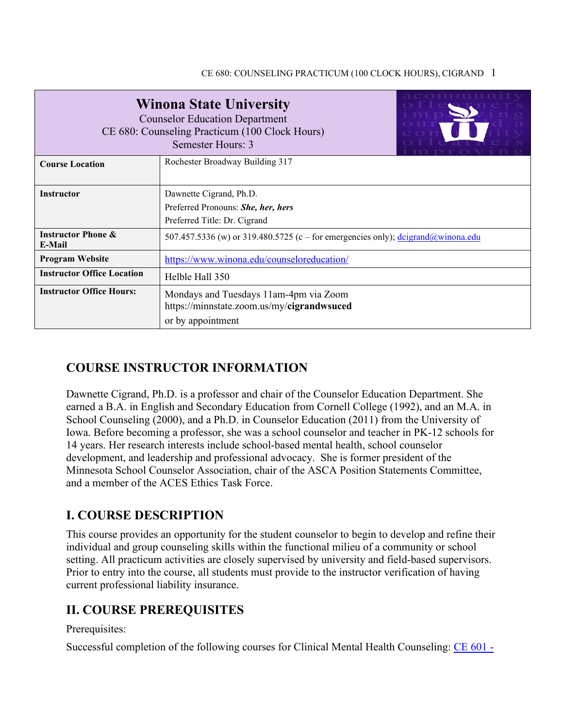| **Winona State University**<br>Counselor Education Department<br>CE 680: Counseling Practicum (100 Clock Hours)<br>Semester Hours: 3 | |
|---|---|
| **Course Location** | Rochester Broadway Building 317 |
| **Instructor** | Dawnette Cigrand, Ph.D.<br>Preferred Pronouns: ***She, her, hers***<br>Preferred Title: Dr. Cigrand |
| **Instructor Phone & E-Mail** | 507.457.5336 (w) or 319.480.5725 (c – for emergencies only); dcigrand@winona.edu |
| **Program Website** | https://www.winona.edu/counseloreducation/ |
| **Instructor Office Location** | Helble Hall 350 |
| **Instructor Office Hours:** | Mondays and Tuesdays 11am-4pm via Zoom<br>https://minnstate.zoom.us/my/**cigrandwsuced**<br>or by appointment |

## COURSE INSTRUCTOR INFORMATION

Dawnette Cigrand, Ph.D. is a professor and chair of the Counselor Education Department. She earned a B.A. in English and Secondary Education from Cornell College (1992), and an M.A. in School Counseling (2000), and a Ph.D. in Counselor Education (2011) from the University of Iowa. Before becoming a professor, she was a school counselor and teacher in PK-12 schools for 14 years. Her research interests include school-based mental health, school counselor development, and leadership and professional advocacy. She is former president of the Minnesota School Counselor Association, chair of the ASCA Position Statements Committee, and a member of the ACES Ethics Task Force.

## I. COURSE DESCRIPTION

This course provides an opportunity for the student counselor to begin to develop and refine their individual and group counseling skills within the functional milieu of a community or school setting. All practicum activities are closely supervised by university and field-based supervisors. Prior to entry into the course, all students must provide to the instructor verification of having current professional liability insurance.

## II. COURSE PREREQUISITES

Prerequisites:

Successful completion of the following courses for Clinical Mental Health Counseling: CE 601 -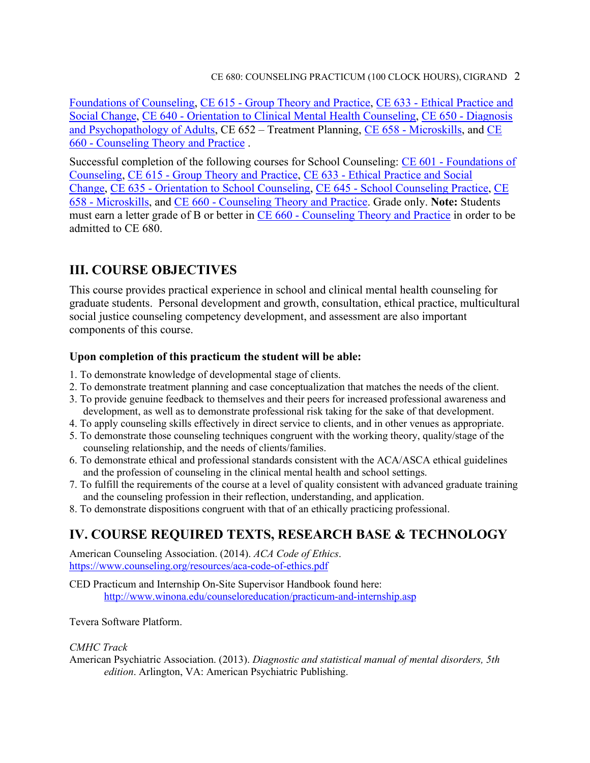Foundations of Counseling, CE 615 - Group Theory and Practice, CE 633 - Ethical Practice and Social Change, CE 640 - Orientation to Clinical Mental Health Counseling, CE 650 - Diagnosis and Psychopathology of Adults, CE 652 – Treatment Planning, CE 658 - Microskills, and CE 660 - Counseling Theory and Practice .

Successful completion of the following courses for School Counseling: CE 601 - Foundations of Counseling, CE 615 - Group Theory and Practice, CE 633 - Ethical Practice and Social Change, CE 635 - Orientation to School Counseling, CE 645 - School Counseling Practice, CE 658 - Microskills, and CE 660 - Counseling Theory and Practice. Grade only. **Note:** Students must earn a letter grade of B or better in CE 660 - Counseling Theory and Practice in order to be admitted to CE 680.

## III. COURSE OBJECTIVES

This course provides practical experience in school and clinical mental health counseling for graduate students. Personal development and growth, consultation, ethical practice, multicultural social justice counseling competency development, and assessment are also important components of this course.

**Upon completion of this practicum the student will be able:**

1. To demonstrate knowledge of developmental stage of clients.
2. To demonstrate treatment planning and case conceptualization that matches the needs of the client.
3. To provide genuine feedback to themselves and their peers for increased professional awareness and development, as well as to demonstrate professional risk taking for the sake of that development.
4. To apply counseling skills effectively in direct service to clients, and in other venues as appropriate.
5. To demonstrate those counseling techniques congruent with the working theory, quality/stage of the counseling relationship, and the needs of clients/families.
6. To demonstrate ethical and professional standards consistent with the ACA/ASCA ethical guidelines and the profession of counseling in the clinical mental health and school settings.
7. To fulfill the requirements of the course at a level of quality consistent with advanced graduate training and the counseling profession in their reflection, understanding, and application.
8. To demonstrate dispositions congruent with that of an ethically practicing professional.

## IV. COURSE REQUIRED TEXTS, RESEARCH BASE & TECHNOLOGY

American Counseling Association. (2014). *ACA Code of Ethics*. https://www.counseling.org/resources/aca-code-of-ethics.pdf

CED Practicum and Internship On-Site Supervisor Handbook found here: http://www.winona.edu/counseloreducation/practicum-and-internship.asp

Tevera Software Platform.

*CMHC Track*

American Psychiatric Association. (2013). *Diagnostic and statistical manual of mental disorders, 5th edition*. Arlington, VA: American Psychiatric Publishing.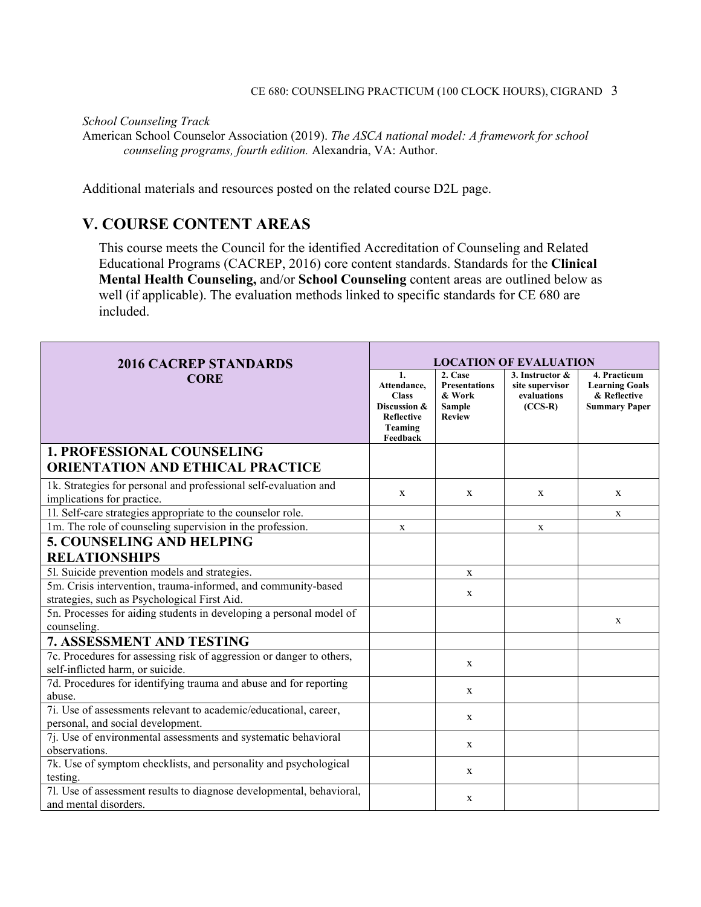*School Counseling Track*

American School Counselor Association (2019). *The ASCA national model: A framework for school counseling programs, fourth edition.* Alexandria, VA: Author.

Additional materials and resources posted on the related course D2L page.

## V. COURSE CONTENT AREAS

This course meets the Council for the identified Accreditation of Counseling and Related Educational Programs (CACREP, 2016) core content standards. Standards for the **Clinical Mental Health Counseling,** and/or **School Counseling** content areas are outlined below as well (if applicable). The evaluation methods linked to specific standards for CE 680 are included.

| **2016 CACREP STANDARDS CORE** | **LOCATION OF EVALUATION** | | | |
|---|---|---|---|---|
| | **1. Attendance, Class Discussion & Reflective Teaming Feedback** | **2. Case Presentations & Work Sample Review** | **3. Instructor & site supervisor evaluations (CCS-R)** | **4. Practicum Learning Goals & Reflective Summary Paper** |
| **1. PROFESSIONAL COUNSELING ORIENTATION AND ETHICAL PRACTICE** | | | | |
| 1k. Strategies for personal and professional self-evaluation and implications for practice. | x | x | x | x |
| 1l. Self-care strategies appropriate to the counselor role. | | | | x |
| 1m. The role of counseling supervision in the profession. | x | | x | |
| **5. COUNSELING AND HELPING RELATIONSHIPS** | | | | |
| 5l. Suicide prevention models and strategies. | | x | | |
| 5m. Crisis intervention, trauma-informed, and community-based strategies, such as Psychological First Aid. | | x | | |
| 5n. Processes for aiding students in developing a personal model of counseling. | | | | x |
| **7. ASSESSMENT AND TESTING** | | | | |
| 7c. Procedures for assessing risk of aggression or danger to others, self-inflicted harm, or suicide. | | x | | |
| 7d. Procedures for identifying trauma and abuse and for reporting abuse. | | x | | |
| 7i. Use of assessments relevant to academic/educational, career, personal, and social development. | | x | | |
| 7j. Use of environmental assessments and systematic behavioral observations. | | x | | |
| 7k. Use of symptom checklists, and personality and psychological testing. | | x | | |
| 7l. Use of assessment results to diagnose developmental, behavioral, and mental disorders. | | x | | |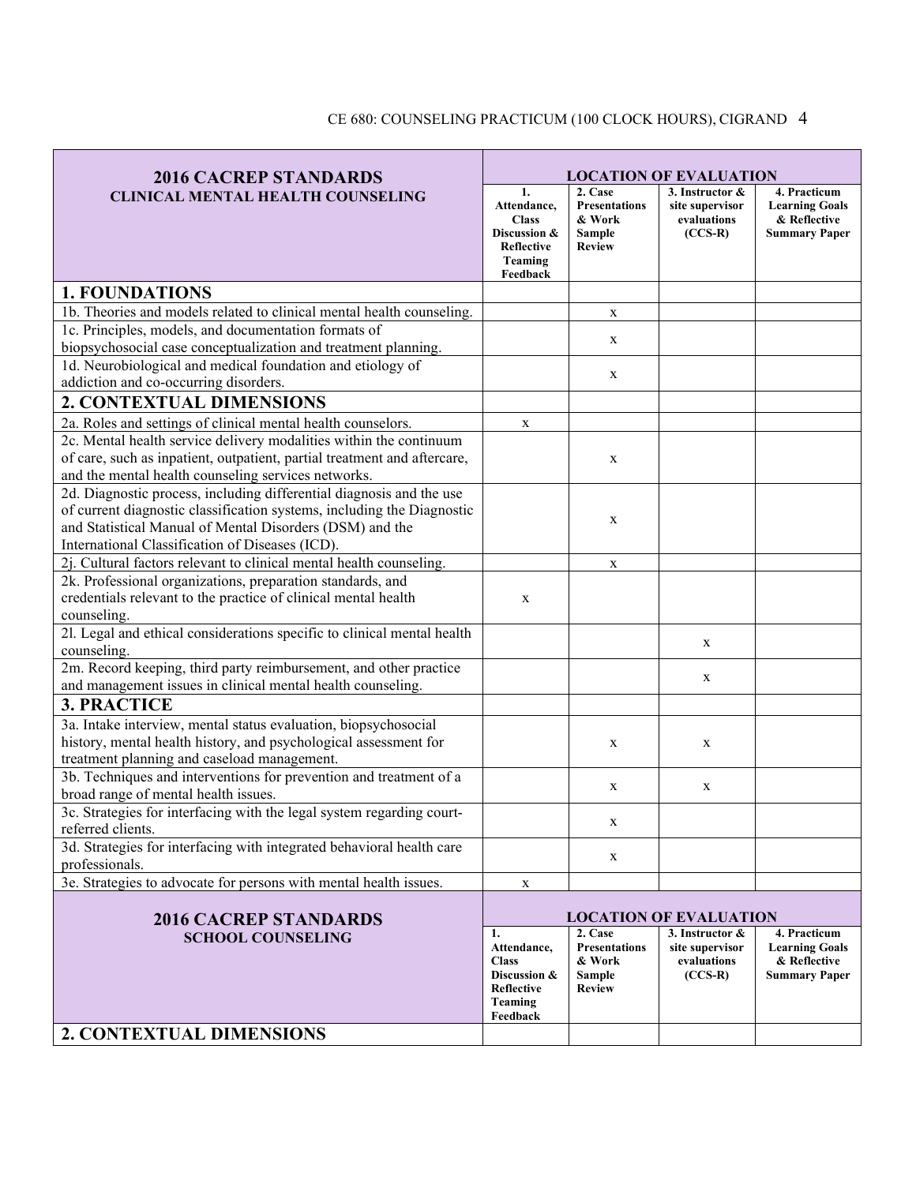| 2016 CACREP STANDARDS CLINICAL MENTAL HEALTH COUNSELING | LOCATION OF EVALUATION | | | |
|---|---|---|---|---|
| | 1. Attendance, Class Discussion & Reflective Teaming Feedback | 2. Case Presentations & Work Sample Review | 3. Instructor & site supervisor evaluations (CCS-R) | 4. Practicum Learning Goals & Reflective Summary Paper |
| **1. FOUNDATIONS** | | | | |
| 1b. Theories and models related to clinical mental health counseling. | | x | | |
| 1c. Principles, models, and documentation formats of biopsychosocial case conceptualization and treatment planning. | | x | | |
| 1d. Neurobiological and medical foundation and etiology of addiction and co-occurring disorders. | | x | | |
| **2. CONTEXTUAL DIMENSIONS** | | | | |
| 2a. Roles and settings of clinical mental health counselors. | x | | | |
| 2c. Mental health service delivery modalities within the continuum of care, such as inpatient, outpatient, partial treatment and aftercare, and the mental health counseling services networks. | | x | | |
| 2d. Diagnostic process, including differential diagnosis and the use of current diagnostic classification systems, including the Diagnostic and Statistical Manual of Mental Disorders (DSM) and the International Classification of Diseases (ICD). | | x | | |
| 2j. Cultural factors relevant to clinical mental health counseling. | | x | | |
| 2k. Professional organizations, preparation standards, and credentials relevant to the practice of clinical mental health counseling. | x | | | |
| 2l. Legal and ethical considerations specific to clinical mental health counseling. | | | x | |
| 2m. Record keeping, third party reimbursement, and other practice and management issues in clinical mental health counseling. | | | x | |
| **3. PRACTICE** | | | | |
| 3a. Intake interview, mental status evaluation, biopsychosocial history, mental health history, and psychological assessment for treatment planning and caseload management. | | x | x | |
| 3b. Techniques and interventions for prevention and treatment of a broad range of mental health issues. | | x | x | |
| 3c. Strategies for interfacing with the legal system regarding court-referred clients. | | x | | |
| 3d. Strategies for interfacing with integrated behavioral health care professionals. | | x | | |
| 3e. Strategies to advocate for persons with mental health issues. | x | | | |

| 2016 CACREP STANDARDS SCHOOL COUNSELING | LOCATION OF EVALUATION | | | |
|---|---|---|---|---|
| | 1. Attendance, Class Discussion & Reflective Teaming Feedback | 2. Case Presentations & Work Sample Review | 3. Instructor & site supervisor evaluations (CCS-R) | 4. Practicum Learning Goals & Reflective Summary Paper |
| **2. CONTEXTUAL DIMENSIONS** | | | | |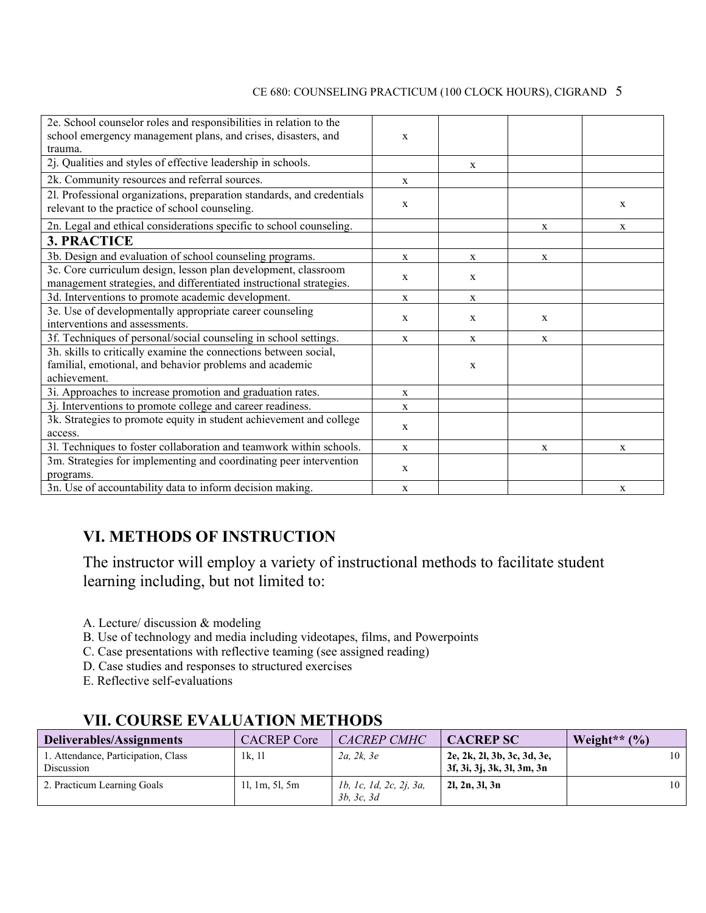| | | | | |
|---|---|---|---|---|
| 2e. School counselor roles and responsibilities in relation to the school emergency management plans, and crises, disasters, and trauma. | x | | | |
| 2j. Qualities and styles of effective leadership in schools. | | x | | |
| 2k. Community resources and referral sources. | x | | | |
| 2l. Professional organizations, preparation standards, and credentials relevant to the practice of school counseling. | x | | | x |
| 2n. Legal and ethical considerations specific to school counseling. | | | x | x |
| **3. PRACTICE** | | | | |
| 3b. Design and evaluation of school counseling programs. | x | x | x | |
| 3c. Core curriculum design, lesson plan development, classroom management strategies, and differentiated instructional strategies. | x | x | | |
| 3d. Interventions to promote academic development. | x | x | | |
| 3e. Use of developmentally appropriate career counseling interventions and assessments. | x | x | x | |
| 3f. Techniques of personal/social counseling in school settings. | x | x | x | |
| 3h. skills to critically examine the connections between social, familial, emotional, and behavior problems and academic achievement. | | x | | |
| 3i. Approaches to increase promotion and graduation rates. | x | | | |
| 3j. Interventions to promote college and career readiness. | x | | | |
| 3k. Strategies to promote equity in student achievement and college access. | x | | | |
| 3l. Techniques to foster collaboration and teamwork within schools. | x | | x | x |
| 3m. Strategies for implementing and coordinating peer intervention programs. | x | | | |
| 3n. Use of accountability data to inform decision making. | x | | | x |

## VI. METHODS OF INSTRUCTION

The instructor will employ a variety of instructional methods to facilitate student learning including, but not limited to:

A. Lecture/ discussion & modeling
B. Use of technology and media including videotapes, films, and Powerpoints
C. Case presentations with reflective teaming (see assigned reading)
D. Case studies and responses to structured exercises
E. Reflective self-evaluations

## VII. COURSE EVALUATION METHODS

| Deliverables/Assignments | CACREP Core | *CACREP CMHC* | **CACREP SC** | Weight** (%) |
|---|---|---|---|---|
| 1. Attendance, Participation, Class Discussion | 1k, 1l | *2a, 2k, 3e* | **2e, 2k, 2l, 3b, 3c, 3d, 3e, 3f, 3i, 3j, 3k, 3l, 3m, 3n** | 10 |
| 2. Practicum Learning Goals | 1l, 1m, 5l, 5m | *1b, 1c, 1d, 2c, 2j, 3a, 3b, 3c, 3d* | **2l, 2n, 3l, 3n** | 10 |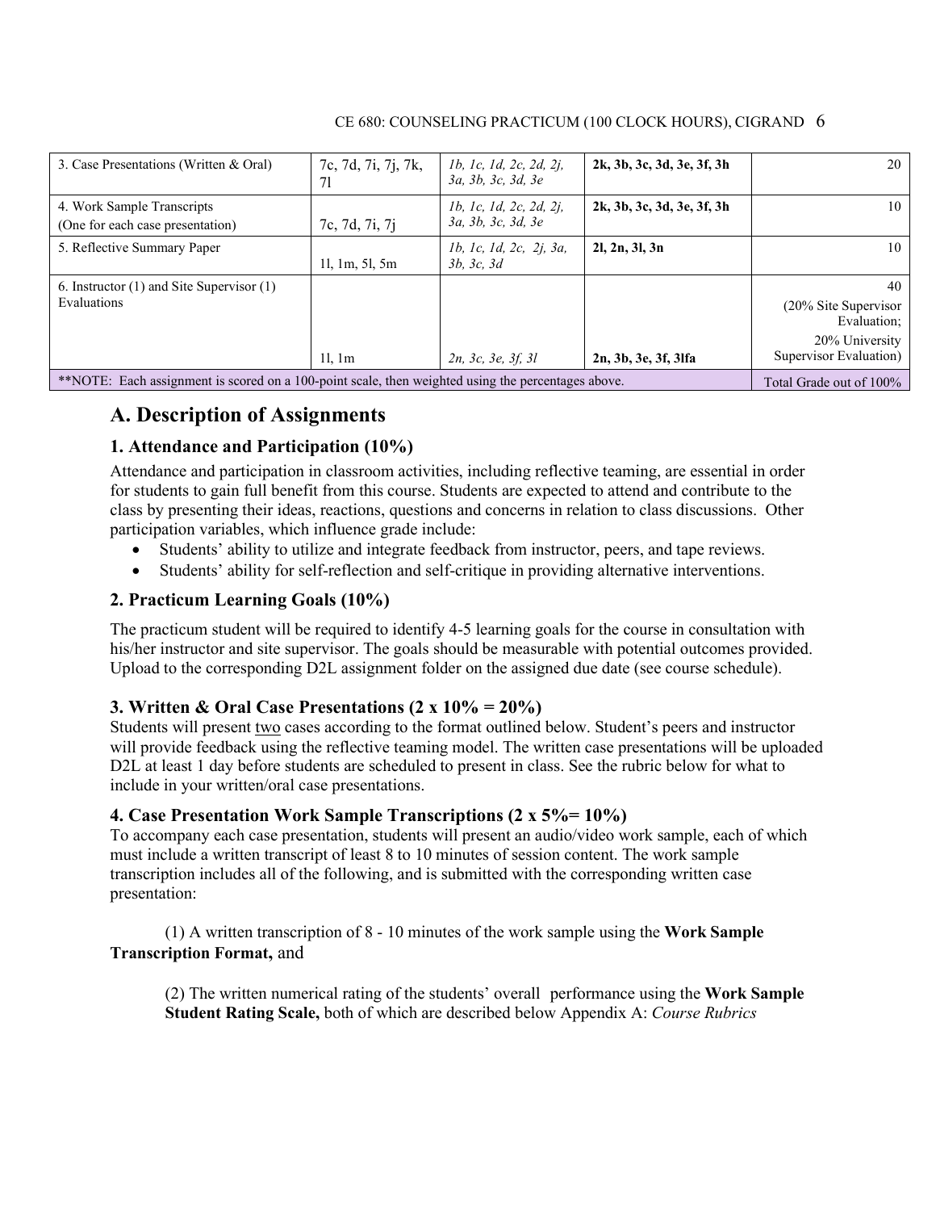| 3. Case Presentations (Written & Oral) | 7c, 7d, 7i, 7j, 7k, 7l | *1b, 1c, 1d, 2c, 2d, 2j, 3a, 3b, 3c, 3d, 3e* | **2k, 3b, 3c, 3d, 3e, 3f, 3h** | 20 |
|---|---|---|---|---|
| 4. Work Sample Transcripts (One for each case presentation) | 7c, 7d, 7i, 7j | *1b, 1c, 1d, 2c, 2d, 2j, 3a, 3b, 3c, 3d, 3e* | **2k, 3b, 3c, 3d, 3e, 3f, 3h** | 10 |
| 5. Reflective Summary Paper | 1l, 1m, 5l, 5m | *1b, 1c, 1d, 2c, 2j, 3a, 3b, 3c, 3d* | **2l, 2n, 3l, 3n** | 10 |
| 6. Instructor (1) and Site Supervisor (1) Evaluations | 1l, 1m | *2n, 3c, 3e, 3f, 3l* | **2n, 3b, 3e, 3f, 3lfa** | 40 (20% Site Supervisor Evaluation; 20% University Supervisor Evaluation) |
| **NOTE: Each assignment is scored on a 100-point scale, then weighted using the percentages above. | | | | Total Grade out of 100% |

## A. Description of Assignments

### 1. Attendance and Participation (10%)

Attendance and participation in classroom activities, including reflective teaming, are essential in order for students to gain full benefit from this course. Students are expected to attend and contribute to the class by presenting their ideas, reactions, questions and concerns in relation to class discussions. Other participation variables, which influence grade include:

- Students' ability to utilize and integrate feedback from instructor, peers, and tape reviews.
- Students' ability for self-reflection and self-critique in providing alternative interventions.

### 2. Practicum Learning Goals (10%)

The practicum student will be required to identify 4-5 learning goals for the course in consultation with his/her instructor and site supervisor. The goals should be measurable with potential outcomes provided. Upload to the corresponding D2L assignment folder on the assigned due date (see course schedule).

### 3. Written & Oral Case Presentations (2 x 10% = 20%)

Students will present two cases according to the format outlined below. Student's peers and instructor will provide feedback using the reflective teaming model. The written case presentations will be uploaded D2L at least 1 day before students are scheduled to present in class. See the rubric below for what to include in your written/oral case presentations.

### 4. Case Presentation Work Sample Transcriptions (2 x 5%= 10%)

To accompany each case presentation, students will present an audio/video work sample, each of which must include a written transcript of least 8 to 10 minutes of session content. The work sample transcription includes all of the following, and is submitted with the corresponding written case presentation:

(1) A written transcription of 8 - 10 minutes of the work sample using the **Work Sample Transcription Format,** and

(2) The written numerical rating of the students' overall performance using the **Work Sample Student Rating Scale,** both of which are described below Appendix A: *Course Rubrics*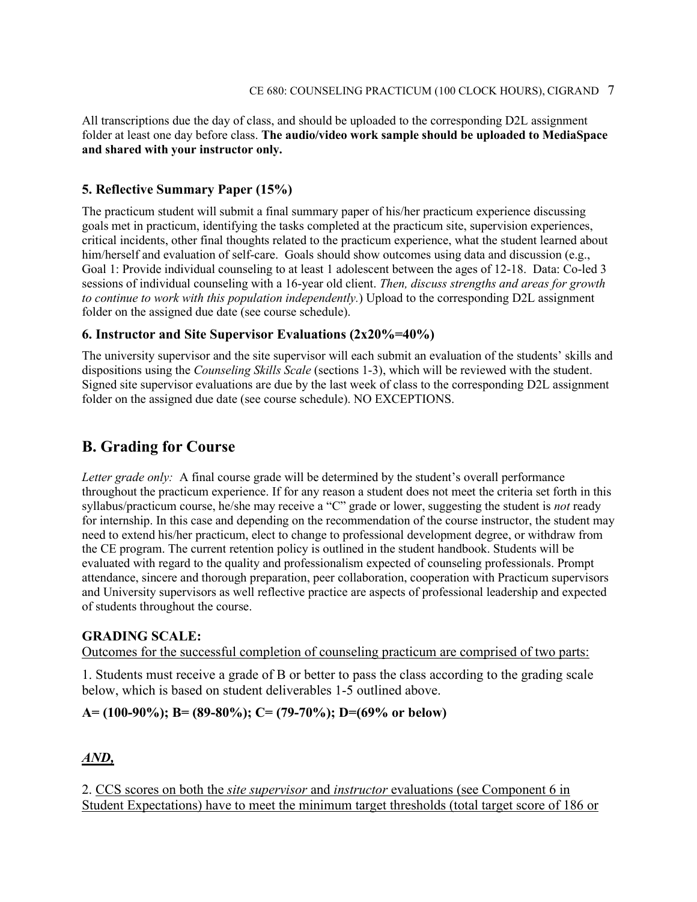All transcriptions due the day of class, and should be uploaded to the corresponding D2L assignment folder at least one day before class. **The audio/video work sample should be uploaded to MediaSpace and shared with your instructor only.**

### 5. Reflective Summary Paper (15%)

The practicum student will submit a final summary paper of his/her practicum experience discussing goals met in practicum, identifying the tasks completed at the practicum site, supervision experiences, critical incidents, other final thoughts related to the practicum experience, what the student learned about him/herself and evaluation of self-care. Goals should show outcomes using data and discussion (e.g., Goal 1: Provide individual counseling to at least 1 adolescent between the ages of 12-18. Data: Co-led 3 sessions of individual counseling with a 16-year old client. *Then, discuss strengths and areas for growth to continue to work with this population independently.*) Upload to the corresponding D2L assignment folder on the assigned due date (see course schedule).

### 6. Instructor and Site Supervisor Evaluations (2x20%=40%)

The university supervisor and the site supervisor will each submit an evaluation of the students' skills and dispositions using the *Counseling Skills Scale* (sections 1-3), which will be reviewed with the student. Signed site supervisor evaluations are due by the last week of class to the corresponding D2L assignment folder on the assigned due date (see course schedule). NO EXCEPTIONS.

## B. Grading for Course

*Letter grade only:* A final course grade will be determined by the student's overall performance throughout the practicum experience. If for any reason a student does not meet the criteria set forth in this syllabus/practicum course, he/she may receive a "C" grade or lower, suggesting the student is *not* ready for internship. In this case and depending on the recommendation of the course instructor, the student may need to extend his/her practicum, elect to change to professional development degree, or withdraw from the CE program. The current retention policy is outlined in the student handbook. Students will be evaluated with regard to the quality and professionalism expected of counseling professionals. Prompt attendance, sincere and thorough preparation, peer collaboration, cooperation with Practicum supervisors and University supervisors as well reflective practice are aspects of professional leadership and expected of students throughout the course.

**GRADING SCALE:**

Outcomes for the successful completion of counseling practicum are comprised of two parts:

1. Students must receive a grade of B or better to pass the class according to the grading scale below, which is based on student deliverables 1-5 outlined above.

**A= (100-90%); B= (89-80%); C= (79-70%); D=(69% or below)**

***AND,***

2. CCS scores on both the *site supervisor* and *instructor* evaluations (see Component 6 in Student Expectations) have to meet the minimum target thresholds (total target score of 186 or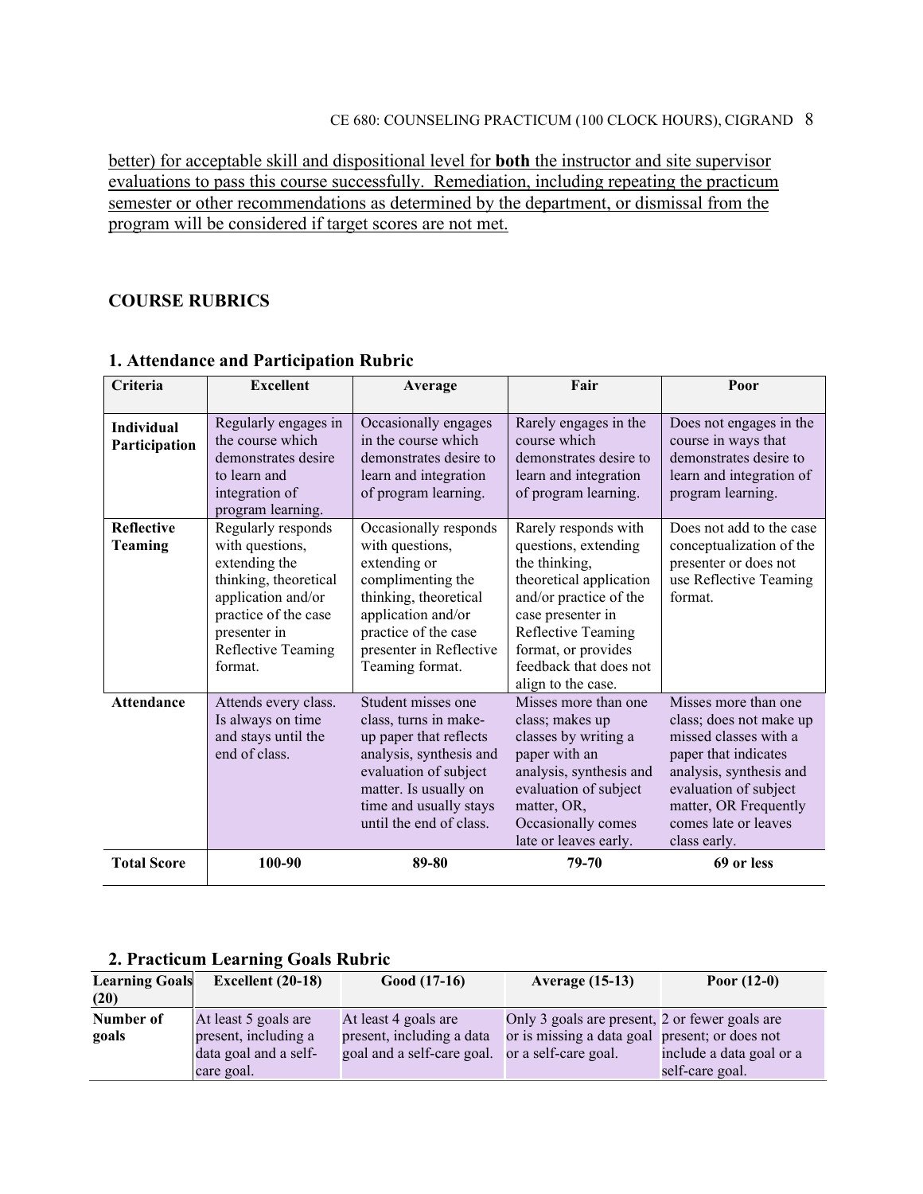<u>better) for acceptable skill and dispositional level for **both** the instructor and site supervisor evaluations to pass this course successfully. Remediation, including repeating the practicum semester or other recommendations as determined by the department, or dismissal from the program will be considered if target scores are not met.</u>

## COURSE RUBRICS

### 1. Attendance and Participation Rubric

| Criteria | Excellent | Average | Fair | Poor |
|---|---|---|---|---|
| **Individual Participation** | Regularly engages in the course which demonstrates desire to learn and integration of program learning. | Occasionally engages in the course which demonstrates desire to learn and integration of program learning. | Rarely engages in the course which demonstrates desire to learn and integration of program learning. | Does not engages in the course in ways that demonstrates desire to learn and integration of program learning. |
| **Reflective Teaming** | Regularly responds with questions, extending the thinking, theoretical application and/or practice of the case presenter in Reflective Teaming format. | Occasionally responds with questions, extending or complimenting the thinking, theoretical application and/or practice of the case presenter in Reflective Teaming format. | Rarely responds with questions, extending the thinking, theoretical application and/or practice of the case presenter in Reflective Teaming format, or provides feedback that does not align to the case. | Does not add to the case conceptualization of the presenter or does not use Reflective Teaming format. |
| **Attendance** | Attends every class. Is always on time and stays until the end of class. | Student misses one class, turns in make-up paper that reflects analysis, synthesis and evaluation of subject matter. Is usually on time and usually stays until the end of class. | Misses more than one class; makes up classes by writing a paper with an analysis, synthesis and evaluation of subject matter, OR, Occasionally comes late or leaves early. | Misses more than one class; does not make up missed classes with a paper that indicates analysis, synthesis and evaluation of subject matter, OR Frequently comes late or leaves class early. |
| **Total Score** | **100-90** | **89-80** | **79-70** | **69 or less** |

### 2. Practicum Learning Goals Rubric

| Learning Goals (20) | Excellent (20-18) | Good (17-16) | Average (15-13) | Poor (12-0) |
|---|---|---|---|---|
| **Number of goals** | At least 5 goals are present, including a data goal and a self-care goal. | At least 4 goals are present, including a data goal and a self-care goal. | Only 3 goals are present, or is missing a data goal or a self-care goal. | 2 or fewer goals are present; or does not include a data goal or a self-care goal. |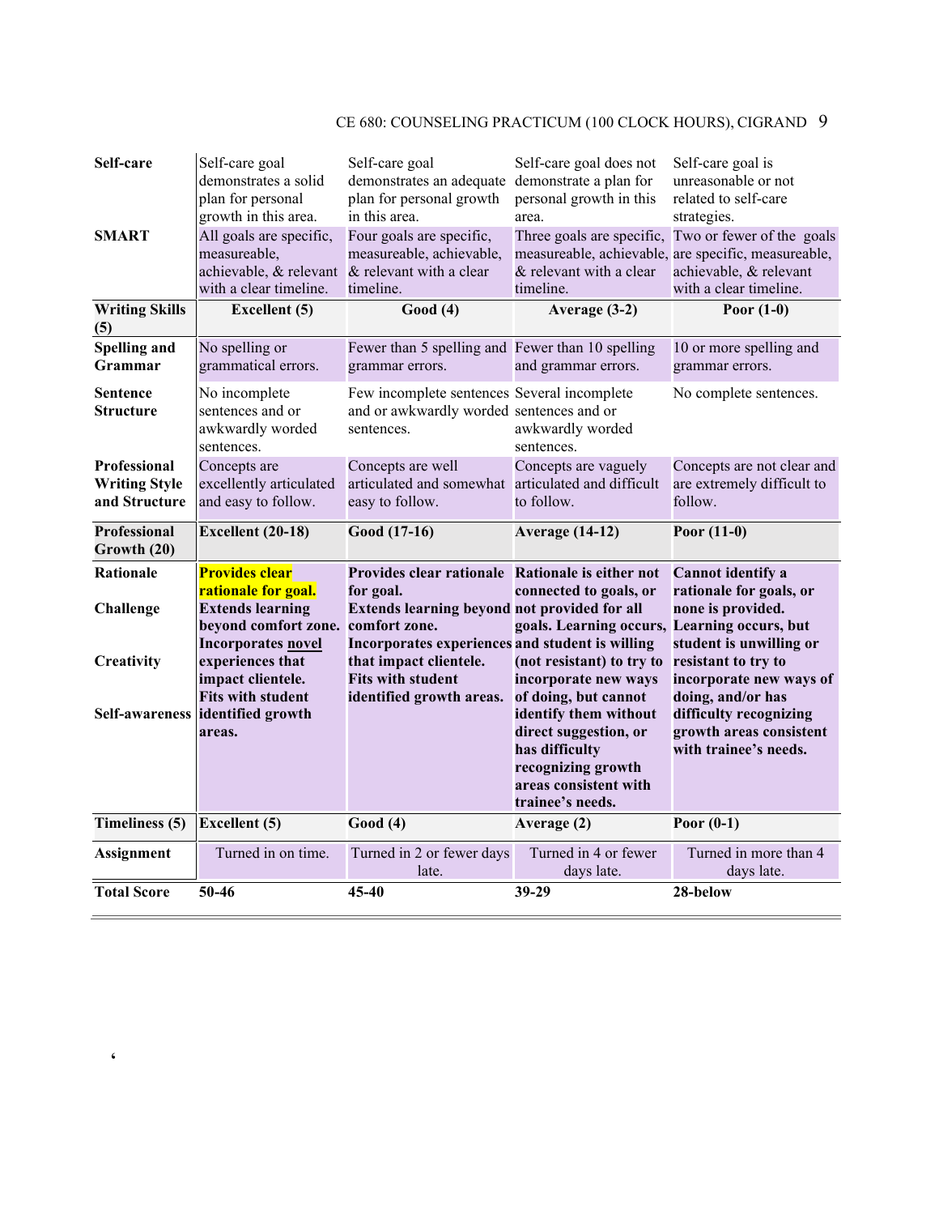| | | | | |
|---|---|---|---|---|
| **Self-care** | Self-care goal demonstrates a solid plan for personal growth in this area. | Self-care goal demonstrates an adequate plan for personal growth in this area. | Self-care goal does not demonstrate a plan for personal growth in this area. | Self-care goal is unreasonable or not related to self-care strategies. |
| **SMART** | All goals are specific, measureable, achievable, & relevant with a clear timeline. | Four goals are specific, measureable, achievable, & relevant with a clear timeline. | Three goals are specific, measureable, achievable, & relevant with a clear timeline. | Two or fewer of the goals are specific, measureable, achievable, & relevant with a clear timeline. |
| **Writing Skills (5)** | **Excellent (5)** | **Good (4)** | **Average (3-2)** | **Poor (1-0)** |
| **Spelling and Grammar** | No spelling or grammatical errors. | Fewer than 5 spelling and grammar errors. | Fewer than 10 spelling and grammar errors. | 10 or more spelling and grammar errors. |
| **Sentence Structure** | No incomplete sentences and or awkwardly worded sentences. | Few incomplete sentences and or awkwardly worded sentences. | Several incomplete sentences and or awkwardly worded sentences. | No complete sentences. |
| **Professional Writing Style and Structure** | Concepts are excellently articulated and easy to follow. | Concepts are well articulated and somewhat easy to follow. | Concepts are vaguely articulated and difficult to follow. | Concepts are not clear and are extremely difficult to follow. |
| **Professional Growth (20)** | **Excellent (20-18)** | **Good (17-16)** | **Average (14-12)** | **Poor (11-0)** |
| **Rationale**<br><br>**Challenge**<br><br>**Creativity**<br><br>**Self-awareness** | **Provides clear rationale for goal. Extends learning beyond comfort zone. Incorporates novel experiences that impact clientele. Fits with student identified growth areas.** | **Provides clear rationale for goal. Extends learning beyond comfort zone. Incorporates experiences that impact clientele. Fits with student identified growth areas.** | **Rationale is either not connected to goals, or not provided for all goals. Learning occurs, and student is willing (not resistant) to try to incorporate new ways of doing, but cannot identify them without direct suggestion, or has difficulty recognizing growth areas consistent with trainee's needs.** | **Cannot identify a rationale for goals, or none is provided. Learning occurs, but student is unwilling or resistant to try to incorporate new ways of doing, and/or has difficulty recognizing growth areas consistent with trainee's needs.** |
| **Timeliness (5)** | **Excellent (5)** | **Good (4)** | **Average (2)** | **Poor (0-1)** |
| **Assignment** | Turned in on time. | Turned in 2 or fewer days late. | Turned in 4 or fewer days late. | Turned in more than 4 days late. |
| **Total Score** | **50-46** | **45-40** | **39-29** | **28-below** |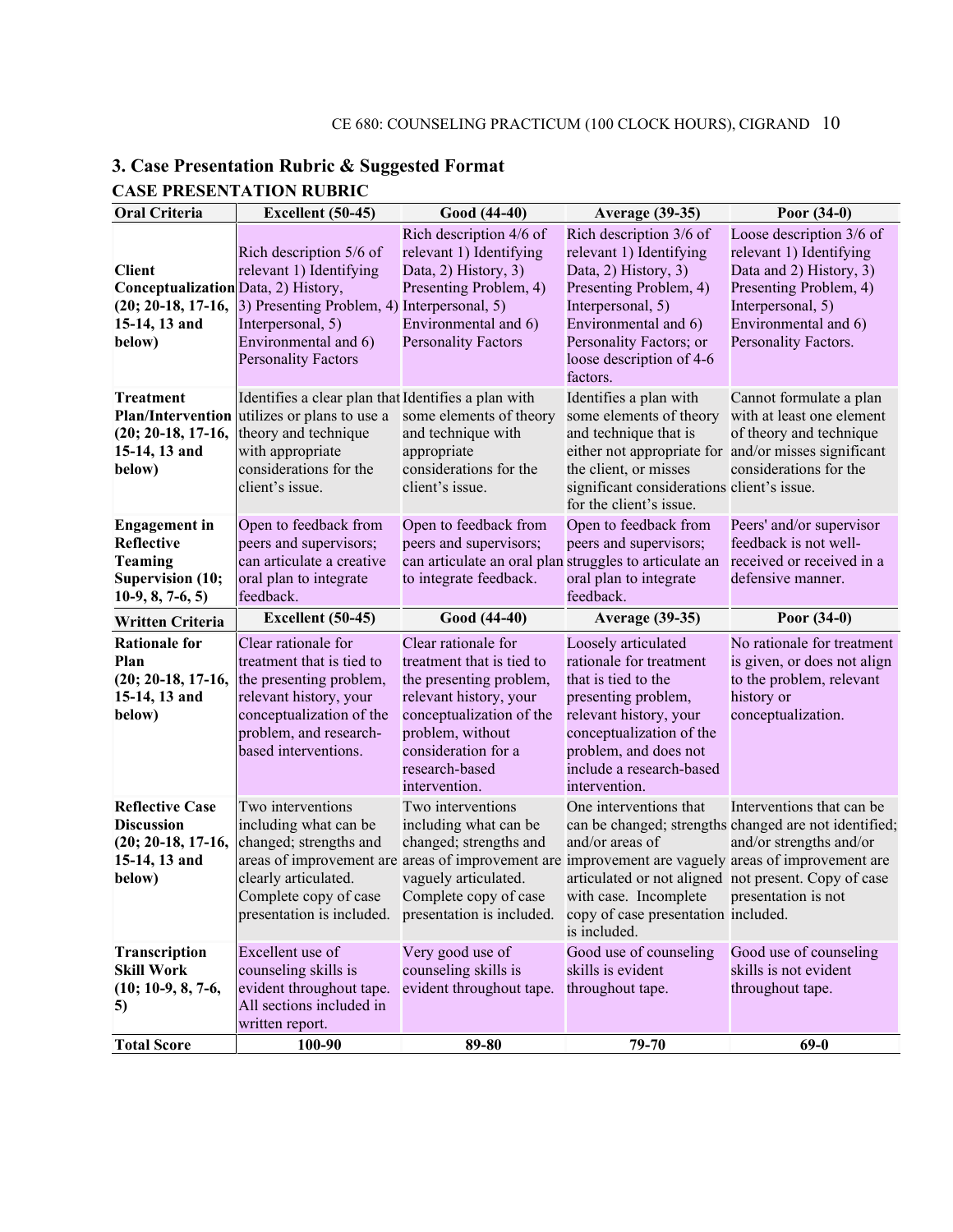## 3. Case Presentation Rubric & Suggested Format

### CASE PRESENTATION RUBRIC

| Oral Criteria | Excellent (50-45) | Good (44-40) | Average (39-35) | Poor (34-0) |
|---|---|---|---|---|
| **Client Conceptualization (20; 20-18, 17-16, 15-14, 13 and below)** | Rich description 5/6 of relevant 1) Identifying Data, 2) History, 3) Presenting Problem, 4) Interpersonal, 5) Environmental and 6) Personality Factors | Rich description 4/6 of relevant 1) Identifying Data, 2) History, 3) Presenting Problem, 4) Interpersonal, 5) Environmental and 6) Personality Factors | Rich description 3/6 of relevant 1) Identifying Data, 2) History, 3) Presenting Problem, 4) Interpersonal, 5) Environmental and 6) Personality Factors; or loose description of 4-6 factors. | Loose description 3/6 of relevant 1) Identifying Data and 2) History, 3) Presenting Problem, 4) Interpersonal, 5) Environmental and 6) Personality Factors. |
| **Treatment Plan/Intervention (20; 20-18, 17-16, 15-14, 13 and below)** | Identifies a clear plan that utilizes or plans to use a theory and technique with appropriate considerations for the client's issue. | Identifies a plan with some elements of theory and technique with appropriate considerations for the client's issue. | Identifies a plan with some elements of theory and technique that is either not appropriate for the client, or misses significant considerations for the client's issue. | Cannot formulate a plan with at least one element of theory and technique and/or misses significant considerations for the client's issue. |
| **Engagement in Reflective Teaming Supervision (10; 10-9, 8, 7-6, 5)** | Open to feedback from peers and supervisors; can articulate a creative oral plan to integrate feedback. | Open to feedback from peers and supervisors; can articulate an oral plan to integrate feedback. | Open to feedback from peers and supervisors; struggles to articulate an oral plan to integrate feedback. | Peers' and/or supervisor feedback is not well-received or received in a defensive manner. |
| **Written Criteria** | **Excellent (50-45)** | **Good (44-40)** | **Average (39-35)** | **Poor (34-0)** |
| **Rationale for Plan (20; 20-18, 17-16, 15-14, 13 and below)** | Clear rationale for treatment that is tied to the presenting problem, relevant history, your conceptualization of the problem, and research-based interventions. | Clear rationale for treatment that is tied to the presenting problem, relevant history, your conceptualization of the problem, without consideration for a research-based intervention. | Loosely articulated rationale for treatment that is tied to the presenting problem, relevant history, your conceptualization of the problem, and does not include a research-based intervention. | No rationale for treatment is given, or does not align to the problem, relevant history or conceptualization. |
| **Reflective Case Discussion (20; 20-18, 17-16, 15-14, 13 and below)** | Two interventions including what can be changed; strengths and areas of improvement are clearly articulated. Complete copy of case presentation is included. | Two interventions including what can be changed; strengths and areas of improvement are vaguely articulated. Complete copy of case presentation is included. | One interventions that can be changed; strengths and/or areas of improvement are vaguely articulated or not aligned with case. Incomplete copy of case presentation is included. | Interventions that can be changed are not identified; and/or strengths and/or areas of improvement are not present. Copy of case presentation is not included. |
| **Transcription Skill Work (10; 10-9, 8, 7-6, 5)** | Excellent use of counseling skills is evident throughout tape. All sections included in written report. | Very good use of counseling skills is evident throughout tape. | Good use of counseling skills is evident throughout tape. | Good use of counseling skills is not evident throughout tape. |
| **Total Score** | **100-90** | **89-80** | **79-70** | **69-0** |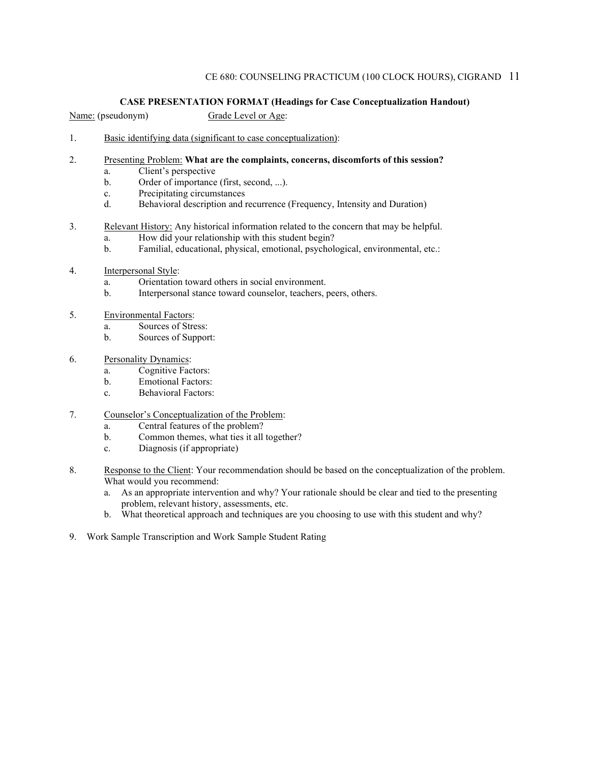**CASE PRESENTATION FORMAT (Headings for Case Conceptualization Handout)**

<u>Name:</u> (pseudonym)          <u>Grade Level or Age</u>:

1. <u>Basic identifying data (significant to case conceptualization)</u>:

2. <u>Presenting Problem:</u> **What are the complaints, concerns, discomforts of this session?**
   a. Client's perspective
   b. Order of importance (first, second, ...).
   c. Precipitating circumstances
   d. Behavioral description and recurrence (Frequency, Intensity and Duration)

3. <u>Relevant History:</u> Any historical information related to the concern that may be helpful.
   a. How did your relationship with this student begin?
   b. Familial, educational, physical, emotional, psychological, environmental, etc.:

4. <u>Interpersonal Style</u>:
   a. Orientation toward others in social environment.
   b. Interpersonal stance toward counselor, teachers, peers, others.

5. <u>Environmental Factors</u>:
   a. Sources of Stress:
   b. Sources of Support:

6. <u>Personality Dynamics</u>:
   a. Cognitive Factors:
   b. Emotional Factors:
   c. Behavioral Factors:

7. <u>Counselor's Conceptualization of the Problem</u>:
   a. Central features of the problem?
   b. Common themes, what ties it all together?
   c. Diagnosis (if appropriate)

8. <u>Response to the Client</u>: Your recommendation should be based on the conceptualization of the problem. What would you recommend:
   a. As an appropriate intervention and why? Your rationale should be clear and tied to the presenting problem, relevant history, assessments, etc.
   b. What theoretical approach and techniques are you choosing to use with this student and why?

9. Work Sample Transcription and Work Sample Student Rating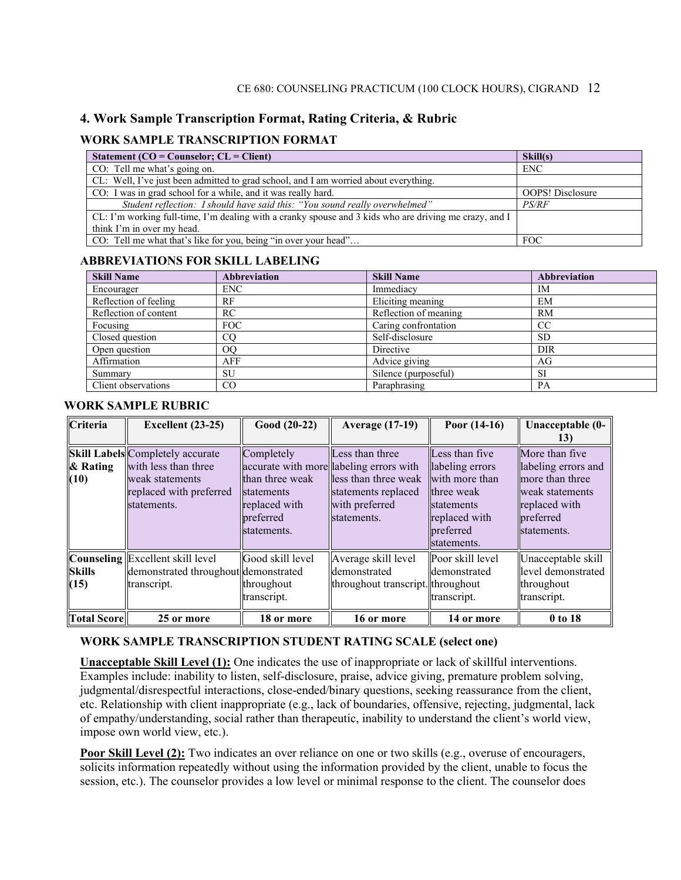## 4. Work Sample Transcription Format, Rating Criteria, & Rubric

### WORK SAMPLE TRANSCRIPTION FORMAT

| Statement (CO = Counselor; CL = Client) | Skill(s) |
|---|---|
| CO: Tell me what's going on. | ENC |
| CL: Well, I've just been admitted to grad school, and I am worried about everything. | |
| CO: I was in grad school for a while, and it was really hard. | OOPS! Disclosure |
| *Student reflection: I should have said this: "You sound really overwhelmed"* | *PS/RF* |
| CL: I'm working full-time, I'm dealing with a cranky spouse and 3 kids who are driving me crazy, and I think I'm in over my head. | |
| CO: Tell me what that's like for you, being "in over your head"… | FOC |

### ABBREVIATIONS FOR SKILL LABELING

| Skill Name | Abbreviation | Skill Name | Abbreviation |
|---|---|---|---|
| Encourager | ENC | Immediacy | IM |
| Reflection of feeling | RF | Eliciting meaning | EM |
| Reflection of content | RC | Reflection of meaning | RM |
| Focusing | FOC | Caring confrontation | CC |
| Closed question | CQ | Self-disclosure | SD |
| Open question | OQ | Directive | DIR |
| Affirmation | AFF | Advice giving | AG |
| Summary | SU | Silence (purposeful) | SI |
| Client observations | CO | Paraphrasing | PA |

### WORK SAMPLE RUBRIC

| Criteria | Excellent (23-25) | Good (20-22) | Average (17-19) | Poor (14-16) | Unacceptable (0-13) |
|---|---|---|---|---|---|
| **Skill Labels & Rating (10)** | Completely accurate with less than three weak statements replaced with preferred statements. | Completely accurate with more than three weak statements replaced with preferred statements. | Less than three labeling errors with less than three weak statements replaced with preferred statements. | Less than five labeling errors with more than three weak statements replaced with preferred statements. | More than five labeling errors and more than three weak statements replaced with preferred statements. |
| **Counseling Skills (15)** | Excellent skill level demonstrated throughout transcript. | Good skill level demonstrated throughout transcript. | Average skill level demonstrated throughout transcript. | Poor skill level demonstrated throughout transcript. | Unacceptable skill level demonstrated throughout transcript. |
| **Total Score** | **25 or more** | **18 or more** | **16 or more** | **14 or more** | **0 to 18** |

### WORK SAMPLE TRANSCRIPTION STUDENT RATING SCALE (select one)

**Unacceptable Skill Level (1):** One indicates the use of inappropriate or lack of skillful interventions. Examples include: inability to listen, self-disclosure, praise, advice giving, premature problem solving, judgmental/disrespectful interactions, close-ended/binary questions, seeking reassurance from the client, etc. Relationship with client inappropriate (e.g., lack of boundaries, offensive, rejecting, judgmental, lack of empathy/understanding, social rather than therapeutic, inability to understand the client's world view, impose own world view, etc.).

**Poor Skill Level (2):** Two indicates an over reliance on one or two skills (e.g., overuse of encouragers, solicits information repeatedly without using the information provided by the client, unable to focus the session, etc.). The counselor provides a low level or minimal response to the client. The counselor does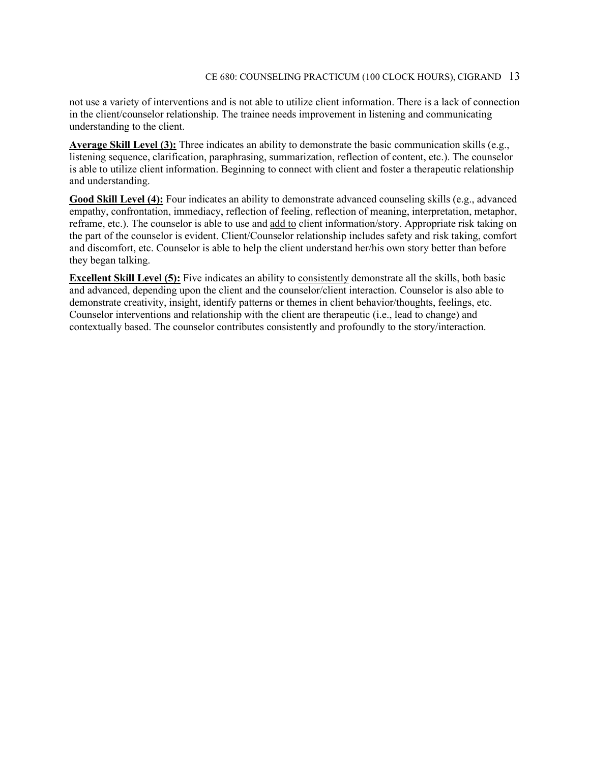not use a variety of interventions and is not able to utilize client information. There is a lack of connection in the client/counselor relationship. The trainee needs improvement in listening and communicating understanding to the client.

**Average Skill Level (3):** Three indicates an ability to demonstrate the basic communication skills (e.g., listening sequence, clarification, paraphrasing, summarization, reflection of content, etc.). The counselor is able to utilize client information. Beginning to connect with client and foster a therapeutic relationship and understanding.

**Good Skill Level (4):** Four indicates an ability to demonstrate advanced counseling skills (e.g., advanced empathy, confrontation, immediacy, reflection of feeling, reflection of meaning, interpretation, metaphor, reframe, etc.). The counselor is able to use and add to client information/story. Appropriate risk taking on the part of the counselor is evident. Client/Counselor relationship includes safety and risk taking, comfort and discomfort, etc. Counselor is able to help the client understand her/his own story better than before they began talking.

**Excellent Skill Level (5):** Five indicates an ability to consistently demonstrate all the skills, both basic and advanced, depending upon the client and the counselor/client interaction. Counselor is also able to demonstrate creativity, insight, identify patterns or themes in client behavior/thoughts, feelings, etc. Counselor interventions and relationship with the client are therapeutic (i.e., lead to change) and contextually based. The counselor contributes consistently and profoundly to the story/interaction.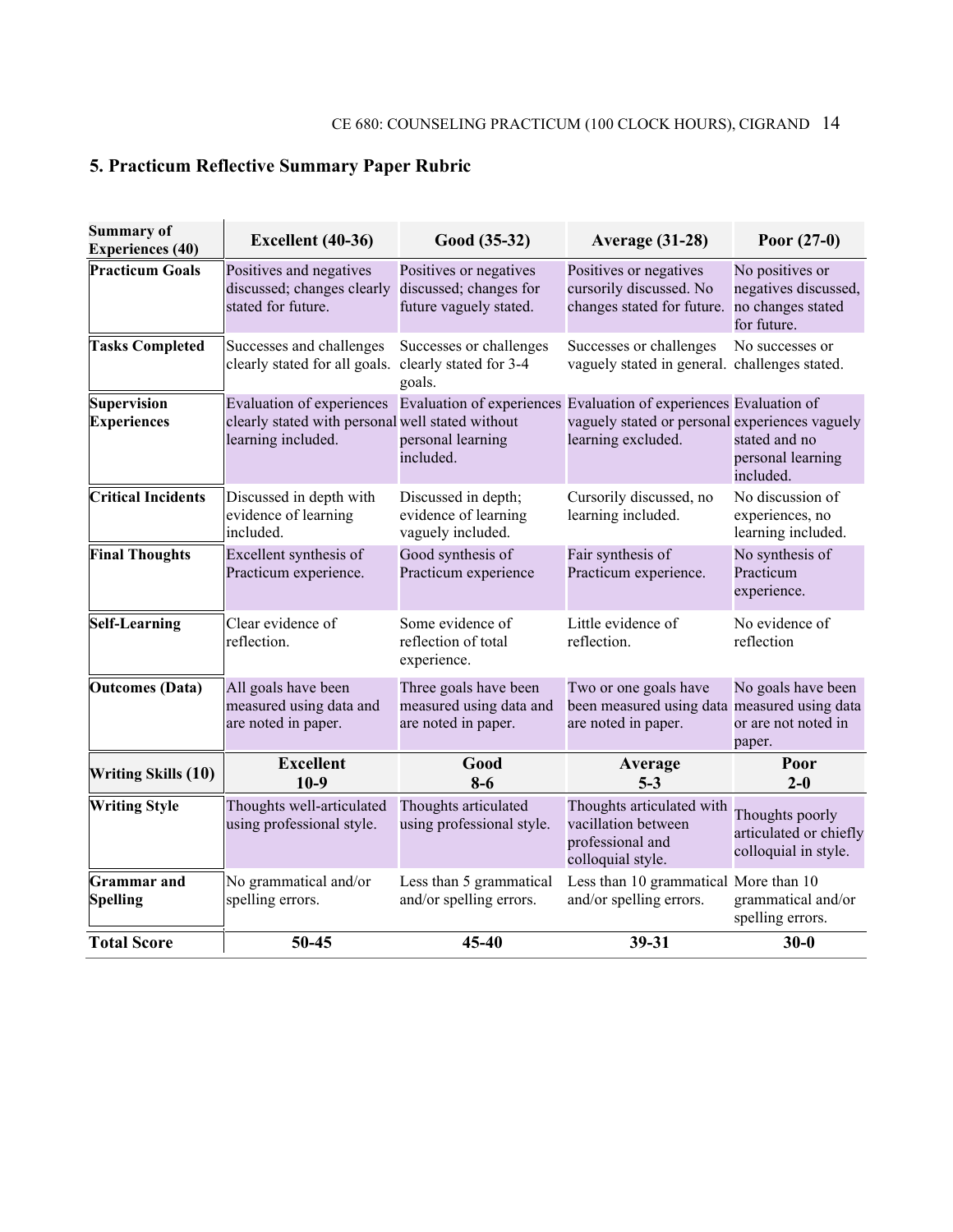## 5. Practicum Reflective Summary Paper Rubric

| Summary of Experiences (40) | Excellent (40-36) | Good (35-32) | Average (31-28) | Poor (27-0) |
|---|---|---|---|---|
| **Practicum Goals** | Positives and negatives discussed; changes clearly stated for future. | Positives or negatives discussed; changes for future vaguely stated. | Positives or negatives cursorily discussed. No changes stated for future. | No positives or negatives discussed, no changes stated for future. |
| **Tasks Completed** | Successes and challenges clearly stated for all goals. | Successes or challenges clearly stated for 3-4 goals. | Successes or challenges vaguely stated in general. | No successes or challenges stated. |
| **Supervision Experiences** | Evaluation of experiences clearly stated with personal learning included. | Evaluation of experiences well stated without personal learning included. | Evaluation of experiences vaguely stated or personal learning excluded. | Evaluation of experiences vaguely stated and no personal learning included. |
| **Critical Incidents** | Discussed in depth with evidence of learning included. | Discussed in depth; evidence of learning vaguely included. | Cursorily discussed, no learning included. | No discussion of experiences, no learning included. |
| **Final Thoughts** | Excellent synthesis of Practicum experience. | Good synthesis of Practicum experience | Fair synthesis of Practicum experience. | No synthesis of Practicum experience. |
| **Self-Learning** | Clear evidence of reflection. | Some evidence of reflection of total experience. | Little evidence of reflection. | No evidence of reflection |
| **Outcomes (Data)** | All goals have been measured using data and are noted in paper. | Three goals have been measured using data and are noted in paper. | Two or one goals have been measured using data are noted in paper. | No goals have been measured using data or are not noted in paper. |
| **Writing Skills (10)** | **Excellent 10-9** | **Good 8-6** | **Average 5-3** | **Poor 2-0** |
| **Writing Style** | Thoughts well-articulated using professional style. | Thoughts articulated using professional style. | Thoughts articulated with vacillation between professional and colloquial style. | Thoughts poorly articulated or chiefly colloquial in style. |
| **Grammar and Spelling** | No grammatical and/or spelling errors. | Less than 5 grammatical and/or spelling errors. | Less than 10 grammatical and/or spelling errors. | More than 10 grammatical and/or spelling errors. |
| **Total Score** | **50-45** | **45-40** | **39-31** | **30-0** |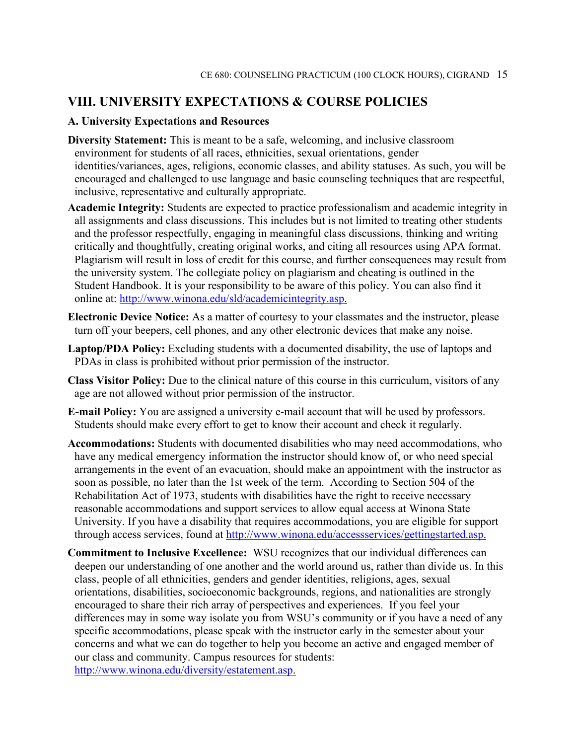## VIII. UNIVERSITY EXPECTATIONS & COURSE POLICIES

### A. University Expectations and Resources

**Diversity Statement:** This is meant to be a safe, welcoming, and inclusive classroom environment for students of all races, ethnicities, sexual orientations, gender identities/variances, ages, religions, economic classes, and ability statuses. As such, you will be encouraged and challenged to use language and basic counseling techniques that are respectful, inclusive, representative and culturally appropriate.

**Academic Integrity:** Students are expected to practice professionalism and academic integrity in all assignments and class discussions. This includes but is not limited to treating other students and the professor respectfully, engaging in meaningful class discussions, thinking and writing critically and thoughtfully, creating original works, and citing all resources using APA format. Plagiarism will result in loss of credit for this course, and further consequences may result from the university system. The collegiate policy on plagiarism and cheating is outlined in the Student Handbook. It is your responsibility to be aware of this policy. You can also find it online at: [http://www.winona.edu/sld/academicintegrity.asp.](http://www.winona.edu/sld/academicintegrity.asp)

**Electronic Device Notice:** As a matter of courtesy to your classmates and the instructor, please turn off your beepers, cell phones, and any other electronic devices that make any noise.

**Laptop/PDA Policy:** Excluding students with a documented disability, the use of laptops and PDAs in class is prohibited without prior permission of the instructor.

**Class Visitor Policy:** Due to the clinical nature of this course in this curriculum, visitors of any age are not allowed without prior permission of the instructor.

**E-mail Policy:** You are assigned a university e-mail account that will be used by professors. Students should make every effort to get to know their account and check it regularly.

**Accommodations:** Students with documented disabilities who may need accommodations, who have any medical emergency information the instructor should know of, or who need special arrangements in the event of an evacuation, should make an appointment with the instructor as soon as possible, no later than the 1st week of the term. According to Section 504 of the Rehabilitation Act of 1973, students with disabilities have the right to receive necessary reasonable accommodations and support services to allow equal access at Winona State University. If you have a disability that requires accommodations, you are eligible for support through access services, found at [http://www.winona.edu/accessservices/gettingstarted.asp.](http://www.winona.edu/accessservices/gettingstarted.asp)

**Commitment to Inclusive Excellence:** WSU recognizes that our individual differences can deepen our understanding of one another and the world around us, rather than divide us. In this class, people of all ethnicities, genders and gender identities, religions, ages, sexual orientations, disabilities, socioeconomic backgrounds, regions, and nationalities are strongly encouraged to share their rich array of perspectives and experiences. If you feel your differences may in some way isolate you from WSU's community or if you have a need of any specific accommodations, please speak with the instructor early in the semester about your concerns and what we can do together to help you become an active and engaged member of our class and community. Campus resources for students: [http://www.winona.edu/diversity/estatement.asp.](http://www.winona.edu/diversity/estatement.asp)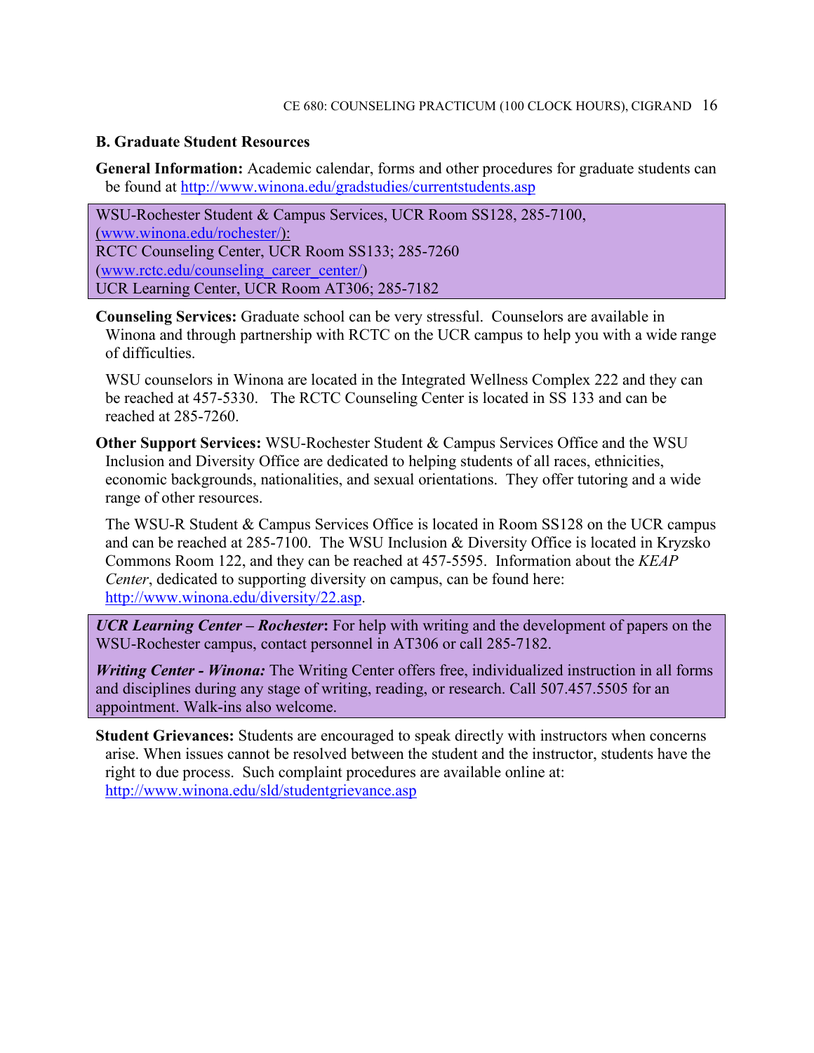### B. Graduate Student Resources

**General Information:** Academic calendar, forms and other procedures for graduate students can be found at http://www.winona.edu/gradstudies/currentstudents.asp

WSU-Rochester Student & Campus Services, UCR Room SS128, 285-7100, (www.winona.edu/rochester/):
RCTC Counseling Center, UCR Room SS133; 285-7260 (www.rctc.edu/counseling_career_center/)
UCR Learning Center, UCR Room AT306; 285-7182

**Counseling Services:** Graduate school can be very stressful. Counselors are available in Winona and through partnership with RCTC on the UCR campus to help you with a wide range of difficulties.

WSU counselors in Winona are located in the Integrated Wellness Complex 222 and they can be reached at 457-5330. The RCTC Counseling Center is located in SS 133 and can be reached at 285-7260.

**Other Support Services:** WSU-Rochester Student & Campus Services Office and the WSU Inclusion and Diversity Office are dedicated to helping students of all races, ethnicities, economic backgrounds, nationalities, and sexual orientations. They offer tutoring and a wide range of other resources.

The WSU-R Student & Campus Services Office is located in Room SS128 on the UCR campus and can be reached at 285-7100. The WSU Inclusion & Diversity Office is located in Kryzsko Commons Room 122, and they can be reached at 457-5595. Information about the *KEAP Center*, dedicated to supporting diversity on campus, can be found here: http://www.winona.edu/diversity/22.asp.

***UCR Learning Center – Rochester*:** For help with writing and the development of papers on the WSU-Rochester campus, contact personnel in AT306 or call 285-7182.

***Writing Center - Winona:*** The Writing Center offers free, individualized instruction in all forms and disciplines during any stage of writing, reading, or research. Call 507.457.5505 for an appointment. Walk-ins also welcome.

**Student Grievances:** Students are encouraged to speak directly with instructors when concerns arise. When issues cannot be resolved between the student and the instructor, students have the right to due process. Such complaint procedures are available online at: http://www.winona.edu/sld/studentgrievance.asp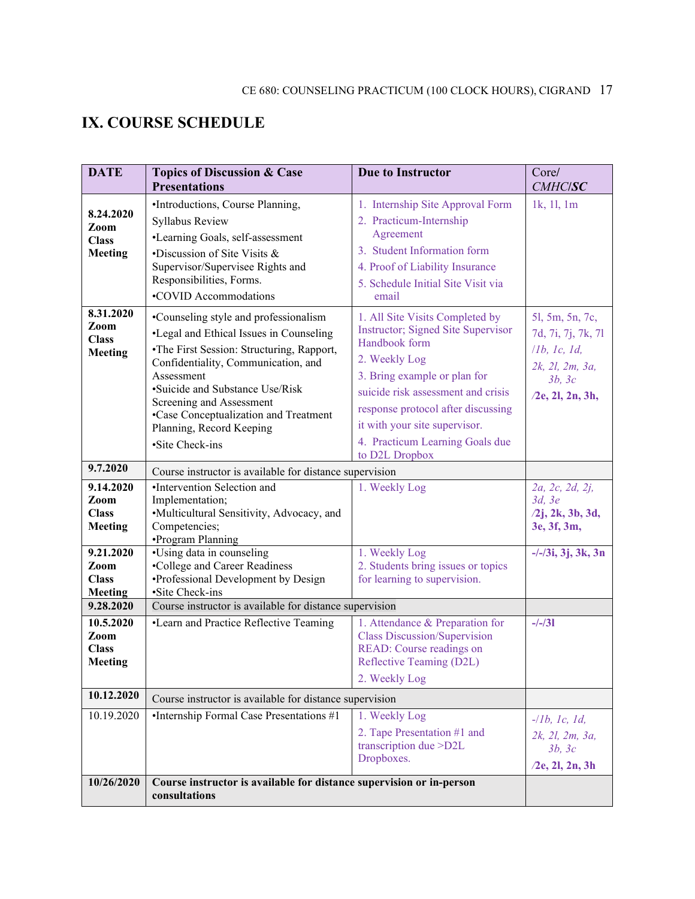# IX. COURSE SCHEDULE

| DATE | Topics of Discussion & Case Presentations | Due to Instructor | Core/ *CMHC*/***SC*** |
|---|---|---|---|
| **8.24.2020 Zoom Class Meeting** | •Introductions, Course Planning, Syllabus Review<br>•Learning Goals, self-assessment<br>•Discussion of Site Visits & Supervisor/Supervisee Rights and Responsibilities, Forms.<br>•COVID Accommodations | 1. Internship Site Approval Form<br>2. Practicum-Internship Agreement<br>3. Student Information form<br>4. Proof of Liability Insurance<br>5. Schedule Initial Site Visit via email | 1k, 1l, 1m |
| **8.31.2020 Zoom Class Meeting** | •Counseling style and professionalism<br>•Legal and Ethical Issues in Counseling<br>•The First Session: Structuring, Rapport, Confidentiality, Communication, and Assessment<br>•Suicide and Substance Use/Risk Screening and Assessment<br>•Case Conceptualization and Treatment Planning, Record Keeping<br>•Site Check-ins | 1. All Site Visits Completed by Instructor; Signed Site Supervisor Handbook form<br>2. Weekly Log<br>3. Bring example or plan for suicide risk assessment and crisis response protocol after discussing it with your site supervisor.<br>4. Practicum Learning Goals due to D2L Dropbox | 5l, 5m, 5n, 7c, 7d, 7i, 7j, 7k, 7l /*1b, 1c, 1d, 2k, 2l, 2m, 3a, 3b, 3c* /**2e, 2l, 2n, 3h,** |
| **9.7.2020** | Course instructor is available for distance supervision | | |
| **9.14.2020 Zoom Class Meeting** | •Intervention Selection and Implementation;<br>•Multicultural Sensitivity, Advocacy, and Competencies;<br>•Program Planning | 1. Weekly Log | *2a, 2c, 2d, 2j, 3d, 3e* /**2j, 2k, 3b, 3d, 3e, 3f, 3m,** |
| **9.21.2020 Zoom Class Meeting** | •Using data in counseling<br>•College and Career Readiness<br>•Professional Development by Design<br>•Site Check-ins | 1. Weekly Log<br>2. Students bring issues or topics for learning to supervision. | **-/-/3i, 3j, 3k, 3n** |
| **9.28.2020** | Course instructor is available for distance supervision | | |
| **10.5.2020 Zoom Class Meeting** | •Learn and Practice Reflective Teaming | 1. Attendance & Preparation for Class Discussion/Supervision READ: Course readings on Reflective Teaming (D2L)<br>2. Weekly Log | **-/-/3l** |
| **10.12.2020** | Course instructor is available for distance supervision | | |
| 10.19.2020 | •Internship Formal Case Presentations #1 | 1. Weekly Log<br>2. Tape Presentation #1 and transcription due >D2L Dropboxes. | -/*1b, 1c, 1d, 2k, 2l, 2m, 3a, 3b, 3c* /**2e, 2l, 2n, 3h** |
| **10/26/2020** | **Course instructor is available for distance supervision or in-person consultations** | | |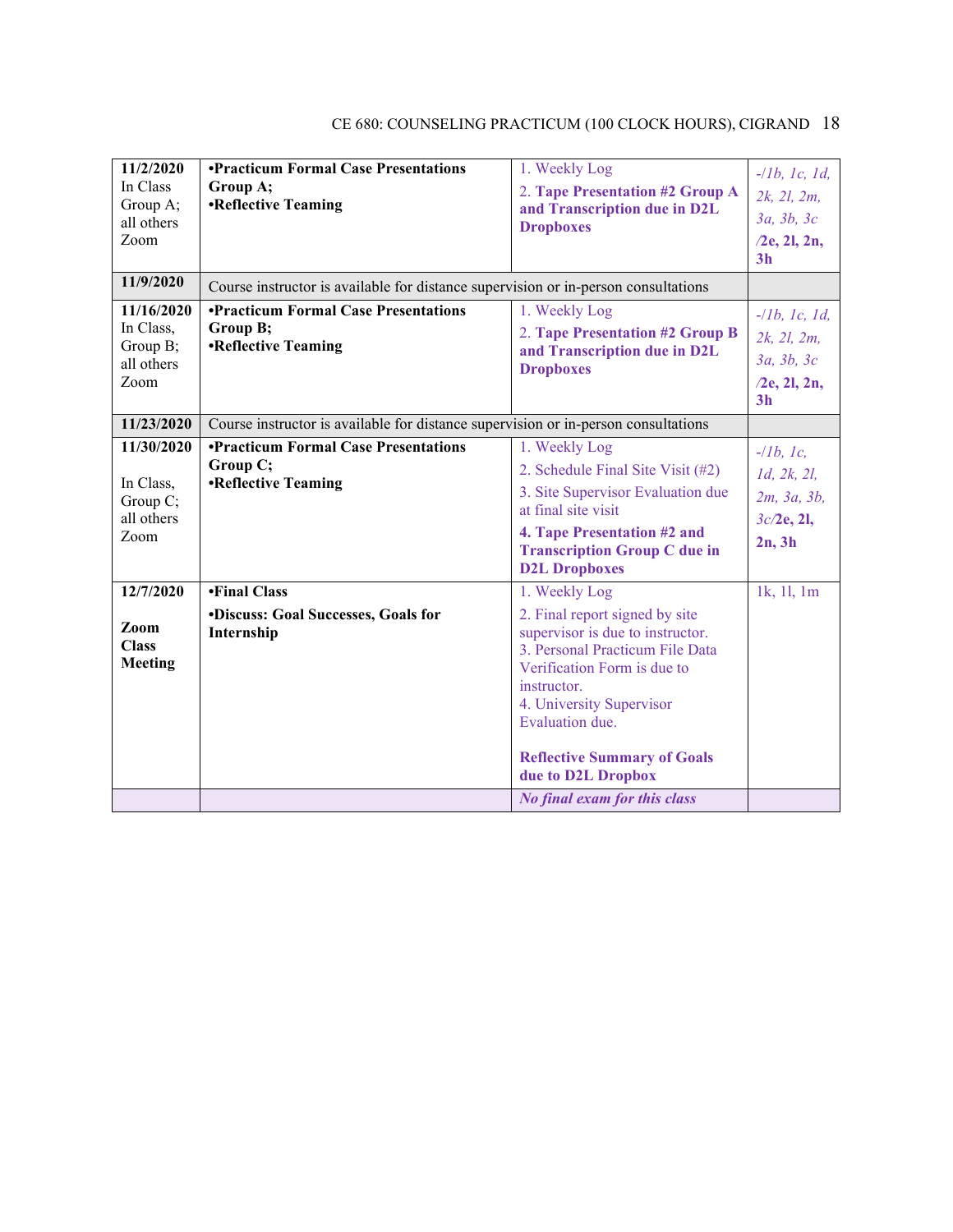| | | | |
|---|---|---|---|
| **11/2/2020** In Class Group A; all others Zoom | **•Practicum Formal Case Presentations Group A;** **•Reflective Teaming** | 1. Weekly Log 2. **Tape Presentation #2 Group A and Transcription due in D2L Dropboxes** | *-/1b, 1c, 1d, 2k, 2l, 2m, 3a, 3b, 3c* **/2e, 2l, 2n, 3h** |
| **11/9/2020** | Course instructor is available for distance supervision or in-person consultations | | |
| **11/16/2020** In Class, Group B; all others Zoom | **•Practicum Formal Case Presentations Group B;** **•Reflective Teaming** | 1. Weekly Log 2. **Tape Presentation #2 Group B and Transcription due in D2L Dropboxes** | *-/1b, 1c, 1d, 2k, 2l, 2m, 3a, 3b, 3c* **/2e, 2l, 2n, 3h** |
| **11/23/2020** | Course instructor is available for distance supervision or in-person consultations | | |
| **11/30/2020** In Class, Group C; all others Zoom | **•Practicum Formal Case Presentations Group C;** **•Reflective Teaming** | 1. Weekly Log 2. Schedule Final Site Visit (#2) 3. Site Supervisor Evaluation due at final site visit 4. **Tape Presentation #2 and Transcription Group C due in D2L Dropboxes** | *-/1b, 1c, 1d, 2k, 2l, 2m, 3a, 3b, 3c*/**2e, 2l, 2n, 3h** |
| **12/7/2020** **Zoom Class Meeting** | **•Final Class** **•Discuss: Goal Successes, Goals for Internship** | 1. Weekly Log 2. Final report signed by site supervisor is due to instructor. 3. Personal Practicum File Data Verification Form is due to instructor. 4. University Supervisor Evaluation due. **Reflective Summary of Goals due to D2L Dropbox** | 1k, 1l, 1m |
| | | ***No final exam for this class*** | |